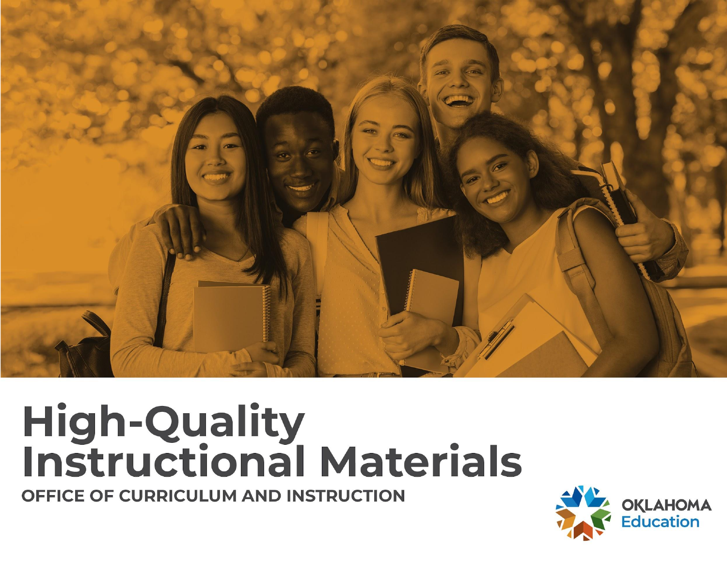# High-Quality Instructional Materials

## OFFICE OF CURRICULUM AND INSTRUCTION

OKLAHOMA Education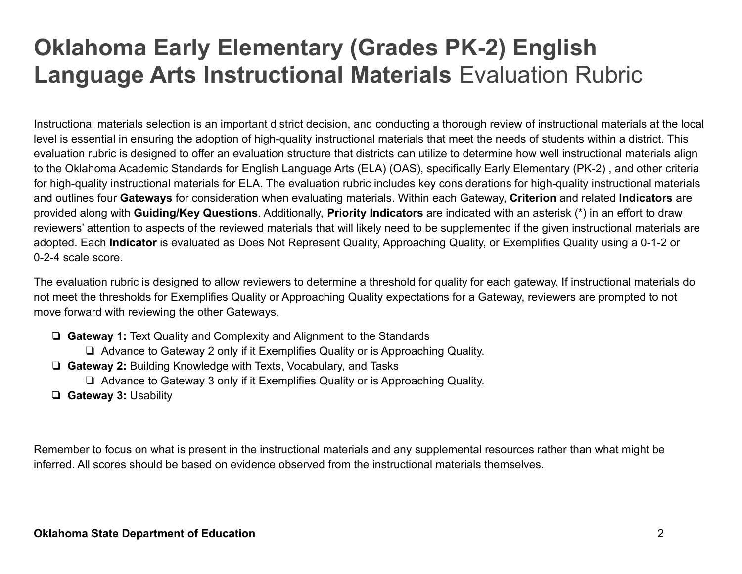# Oklahoma Early Elementary (Grades PK-2) English Language Arts Instructional Materials Evaluation Rubric

Instructional materials selection is an important district decision, and conducting a thorough review of instructional materials at the local level is essential in ensuring the adoption of high-quality instructional materials that meet the needs of students within a district. This evaluation rubric is designed to offer an evaluation structure that districts can utilize to determine how well instructional materials align to the Oklahoma Academic Standards for English Language Arts (ELA) (OAS), specifically Early Elementary (PK-2) , and other criteria for high-quality instructional materials for ELA. The evaluation rubric includes key considerations for high-quality instructional materials and outlines four **Gateways** for consideration when evaluating materials. Within each Gateway, **Criterion** and related **Indicators** are provided along with **Guiding/Key Questions**. Additionally, **Priority Indicators** are indicated with an asterisk (*) in an effort to draw reviewers' attention to aspects of the reviewed materials that will likely need to be supplemented if the given instructional materials are adopted. Each **Indicator** is evaluated as Does Not Represent Quality, Approaching Quality, or Exemplifies Quality using a 0-1-2 or 0-2-4 scale score.

The evaluation rubric is designed to allow reviewers to determine a threshold for quality for each gateway. If instructional materials do not meet the thresholds for Exemplifies Quality or Approaching Quality expectations for a Gateway, reviewers are prompted to not move forward with reviewing the other Gateways.

- ❏ **Gateway 1:** Text Quality and Complexity and Alignment to the Standards
  - ❏ Advance to Gateway 2 only if it Exemplifies Quality or is Approaching Quality.
- ❏ **Gateway 2:** Building Knowledge with Texts, Vocabulary, and Tasks
  - ❏ Advance to Gateway 3 only if it Exemplifies Quality or is Approaching Quality.
- ❏ **Gateway 3:** Usability

Remember to focus on what is present in the instructional materials and any supplemental resources rather than what might be inferred. All scores should be based on evidence observed from the instructional materials themselves.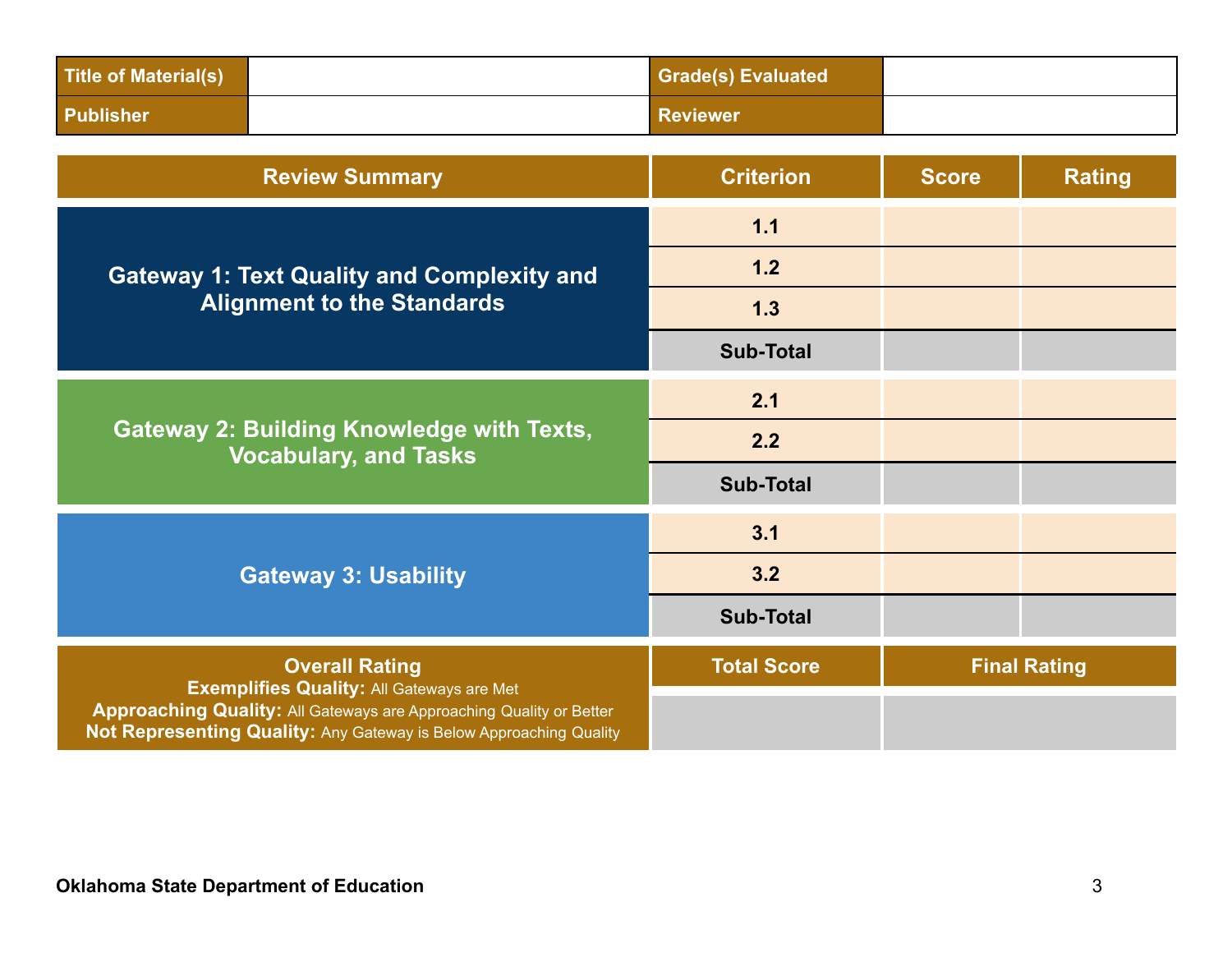| Title of Material(s) | | Grade(s) Evaluated | |
|---|---|---|---|
| Publisher | | Reviewer | |

| Review Summary | Criterion | Score | Rating |
|---|---|---|---|
| Gateway 1: Text Quality and Complexity and Alignment to the Standards | 1.1 | | |
| | 1.2 | | |
| | 1.3 | | |
| | Sub-Total | | |
| Gateway 2: Building Knowledge with Texts, Vocabulary, and Tasks | 2.1 | | |
| | 2.2 | | |
| | Sub-Total | | |
| Gateway 3: Usability | 3.1 | | |
| | 3.2 | | |
| | Sub-Total | | |

| Overall Rating | Total Score | Final Rating |
|---|---|---|
| **Exemplifies Quality:** All Gateways are Met<br>**Approaching Quality:** All Gateways are Approaching Quality or Better<br>**Not Representing Quality:** Any Gateway is Below Approaching Quality | | |

**Oklahoma State Department of Education**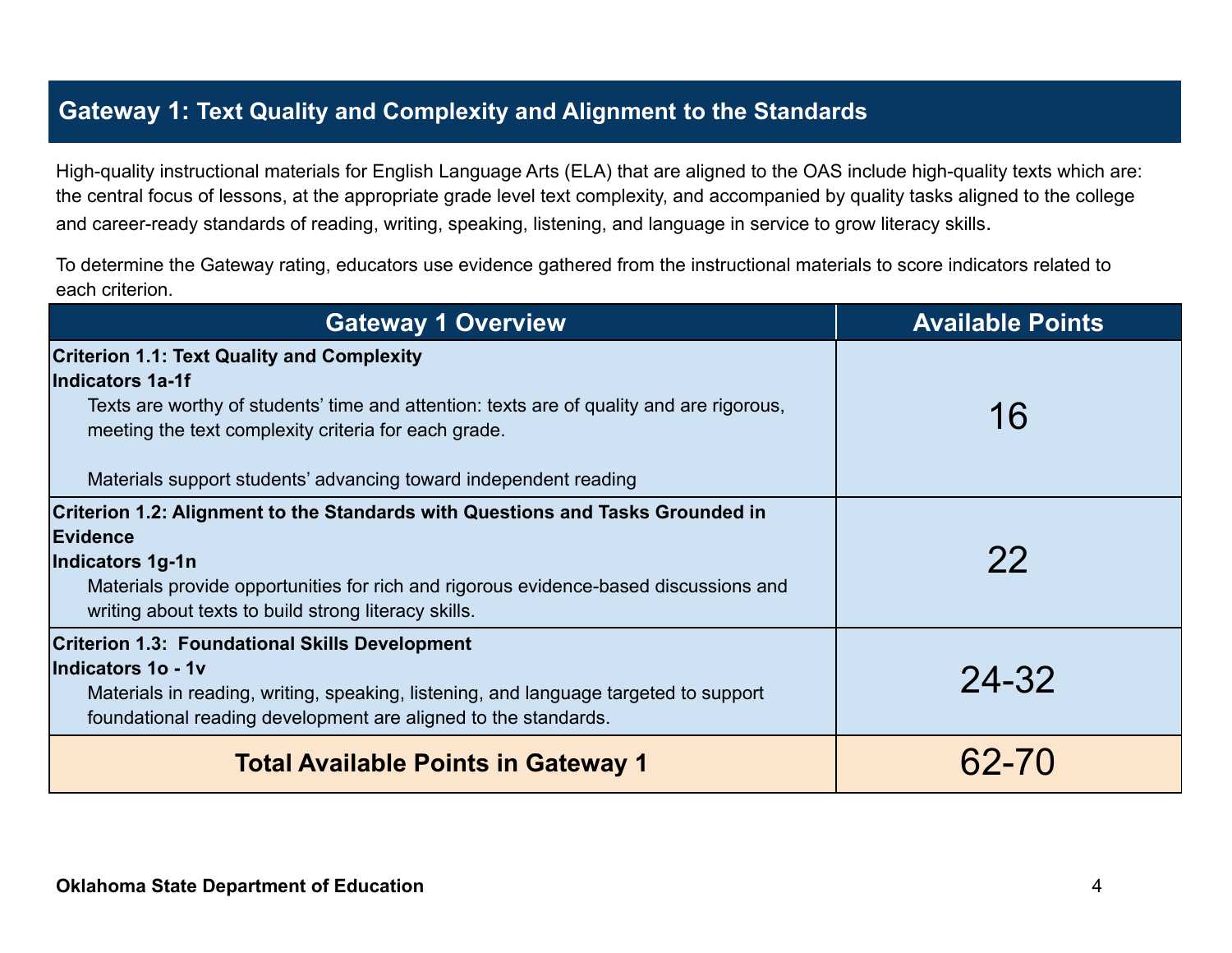## Gateway 1: Text Quality and Complexity and Alignment to the Standards

High-quality instructional materials for English Language Arts (ELA) that are aligned to the OAS include high-quality texts which are: the central focus of lessons, at the appropriate grade level text complexity, and accompanied by quality tasks aligned to the college and career-ready standards of reading, writing, speaking, listening, and language in service to grow literacy skills.

To determine the Gateway rating, educators use evidence gathered from the instructional materials to score indicators related to each criterion.

| Gateway 1 Overview | Available Points |
|---|---|
| **Criterion 1.1: Text Quality and Complexity**<br>**Indicators 1a-1f**<br>Texts are worthy of students' time and attention: texts are of quality and are rigorous, meeting the text complexity criteria for each grade.<br><br>Materials support students' advancing toward independent reading | 16 |
| **Criterion 1.2: Alignment to the Standards with Questions and Tasks Grounded in Evidence**<br>**Indicators 1g-1n**<br>Materials provide opportunities for rich and rigorous evidence-based discussions and writing about texts to build strong literacy skills. | 22 |
| **Criterion 1.3: Foundational Skills Development**<br>**Indicators 1o - 1v**<br>Materials in reading, writing, speaking, listening, and language targeted to support foundational reading development are aligned to the standards. | 24-32 |
| **Total Available Points in Gateway 1** | 62-70 |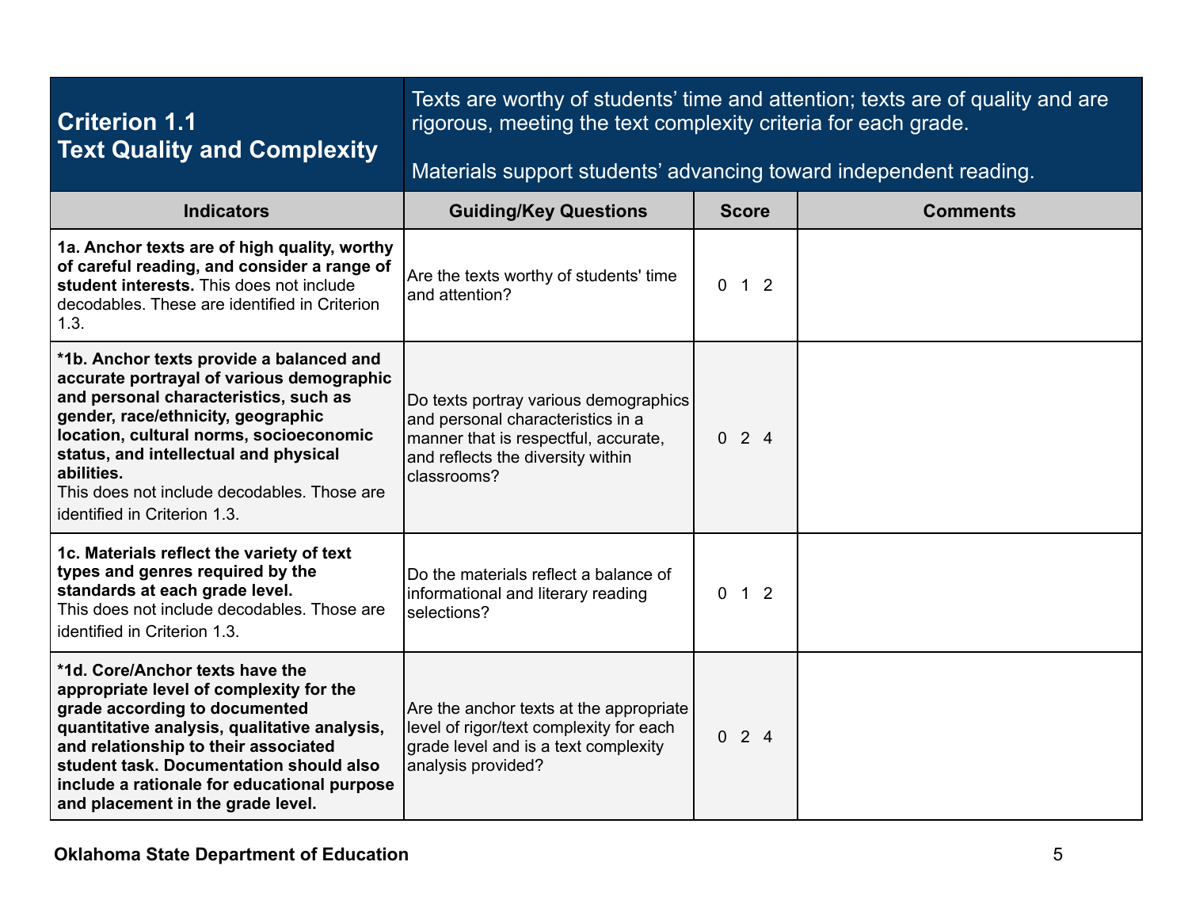| **Criterion 1.1 Text Quality and Complexity** | Texts are worthy of students' time and attention; texts are of quality and are rigorous, meeting the text complexity criteria for each grade. Materials support students' advancing toward independent reading. | | |
|---|---|---|---|
| **Indicators** | **Guiding/Key Questions** | **Score** | **Comments** |
| **1a. Anchor texts are of high quality, worthy of careful reading, and consider a range of student interests.** This does not include decodables. These are identified in Criterion 1.3. | Are the texts worthy of students' time and attention? | 0 1 2 | |
| ***1b. Anchor texts provide a balanced and accurate portrayal of various demographic and personal characteristics, such as gender, race/ethnicity, geographic location, cultural norms, socioeconomic status, and intellectual and physical abilities.** This does not include decodables. Those are identified in Criterion 1.3. | Do texts portray various demographics and personal characteristics in a manner that is respectful, accurate, and reflects the diversity within classrooms? | 0 2 4 | |
| **1c. Materials reflect the variety of text types and genres required by the standards at each grade level.** This does not include decodables. Those are identified in Criterion 1.3. | Do the materials reflect a balance of informational and literary reading selections? | 0 1 2 | |
| ***1d. Core/Anchor texts have the appropriate level of complexity for the grade according to documented quantitative analysis, qualitative analysis, and relationship to their associated student task. Documentation should also include a rationale for educational purpose and placement in the grade level.** | Are the anchor texts at the appropriate level of rigor/text complexity for each grade level and is a text complexity analysis provided? | 0 2 4 | |

**Oklahoma State Department of Education**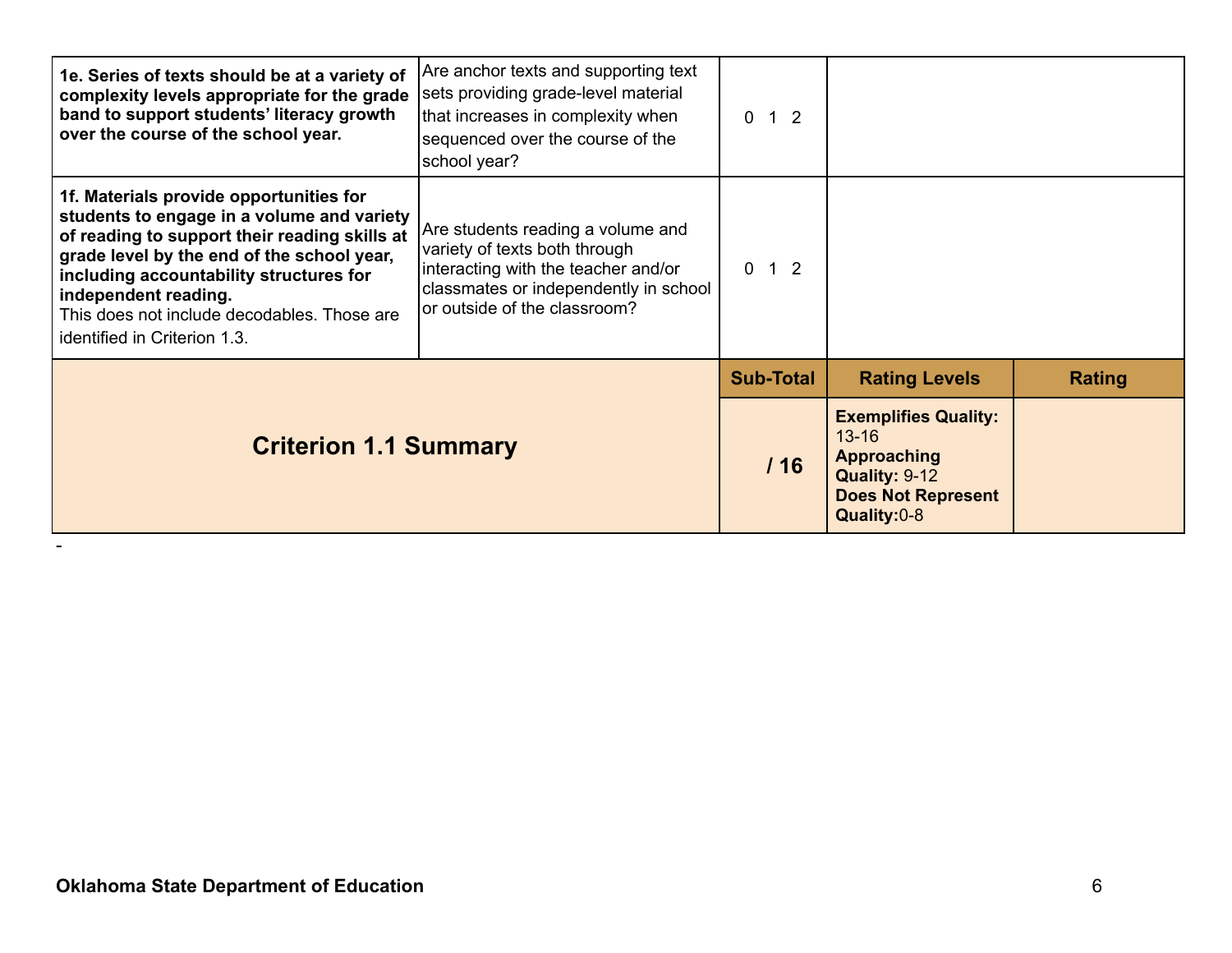| | | | | |
|---|---|---|---|---|
| **1e. Series of texts should be at a variety of complexity levels appropriate for the grade band to support students' literacy growth over the course of the school year.** | Are anchor texts and supporting text sets providing grade-level material that increases in complexity when sequenced over the course of the school year? | 0 1 2 | | |
| **1f. Materials provide opportunities for students to engage in a volume and variety of reading to support their reading skills at grade level by the end of the school year, including accountability structures for independent reading.** This does not include decodables. Those are identified in Criterion 1.3. | Are students reading a volume and variety of texts both through interacting with the teacher and/or classmates or independently in school or outside of the classroom? | 0 1 2 | | |
| **Criterion 1.1 Summary** | | **Sub-Total** | **Rating Levels** | **Rating** |
| | | **/ 16** | **Exemplifies Quality:** 13-16 **Approaching Quality:** 9-12 **Does Not Represent Quality:** 0-8 | |

-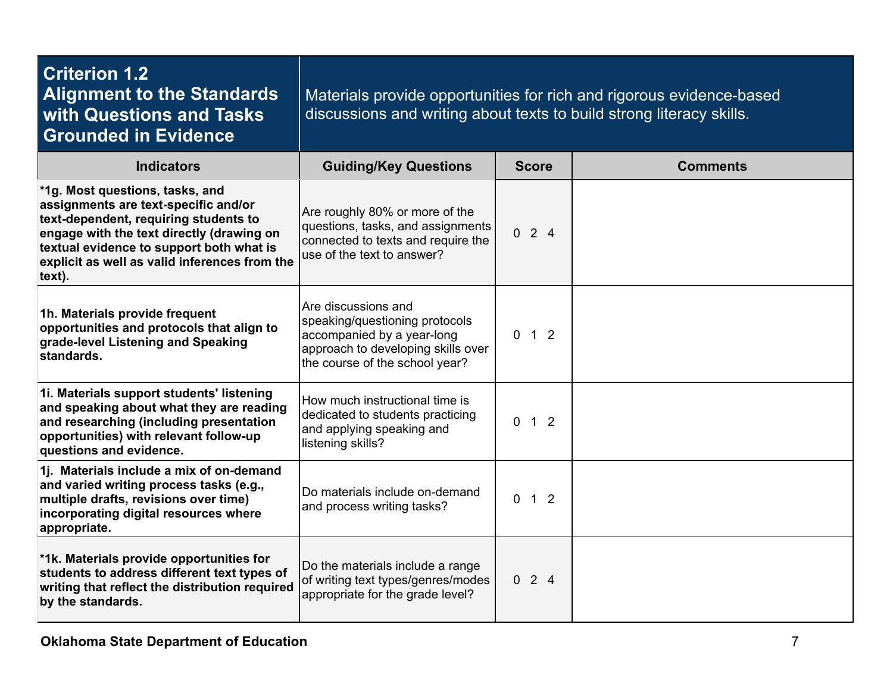| **Criterion 1.2 Alignment to the Standards with Questions and Tasks Grounded in Evidence** | Materials provide opportunities for rich and rigorous evidence-based discussions and writing about texts to build strong literacy skills. | | |
|---|---|---|---|
| **Indicators** | **Guiding/Key Questions** | **Score** | **Comments** |
| **\*1g. Most questions, tasks, and assignments are text-specific and/or text-dependent, requiring students to engage with the text directly (drawing on textual evidence to support both what is explicit as well as valid inferences from the text).** | Are roughly 80% or more of the questions, tasks, and assignments connected to texts and require the use of the text to answer? | 0 2 4 | |
| **1h. Materials provide frequent opportunities and protocols that align to grade-level Listening and Speaking standards.** | Are discussions and speaking/questioning protocols accompanied by a year-long approach to developing skills over the course of the school year? | 0 1 2 | |
| **1i. Materials support students' listening and speaking about what they are reading and researching (including presentation opportunities) with relevant follow-up questions and evidence.** | How much instructional time is dedicated to students practicing and applying speaking and listening skills? | 0 1 2 | |
| **1j. Materials include a mix of on-demand and varied writing process tasks (e.g., multiple drafts, revisions over time) incorporating digital resources where appropriate.** | Do materials include on-demand and process writing tasks? | 0 1 2 | |
| **\*1k. Materials provide opportunities for students to address different text types of writing that reflect the distribution required by the standards.** | Do the materials include a range of writing text types/genres/modes appropriate for the grade level? | 0 2 4 | |

Oklahoma State Department of Education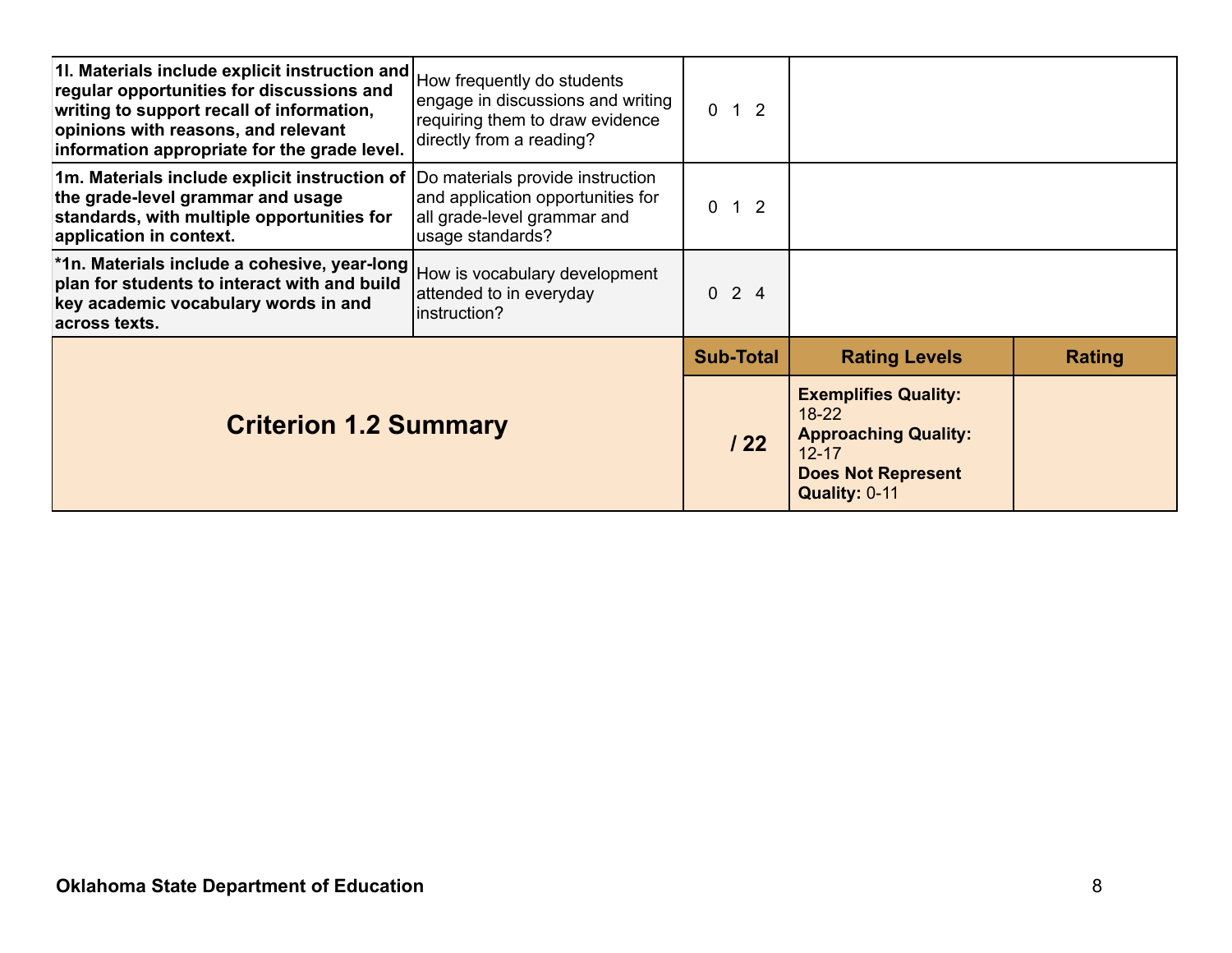| | | | | |
|---|---|---|---|---|
| **1l. Materials include explicit instruction and regular opportunities for discussions and writing to support recall of information, opinions with reasons, and relevant information appropriate for the grade level.** | How frequently do students engage in discussions and writing requiring them to draw evidence directly from a reading? | 0 1 2 | | |
| **1m. Materials include explicit instruction of the grade-level grammar and usage standards, with multiple opportunities for application in context.** | Do materials provide instruction and application opportunities for all grade-level grammar and usage standards? | 0 1 2 | | |
| ***1n. Materials include a cohesive, year-long plan for students to interact with and build key academic vocabulary words in and across texts.** | How is vocabulary development attended to in everyday instruction? | 0 2 4 | | |
| **Criterion 1.2 Summary** | | **Sub-Total** | **Rating Levels** | **Rating** |
| | | **/ 22** | **Exemplifies Quality:** 18-22<br>**Approaching Quality:** 12-17<br>**Does Not Represent Quality:** 0-11 | |

**Oklahoma State Department of Education**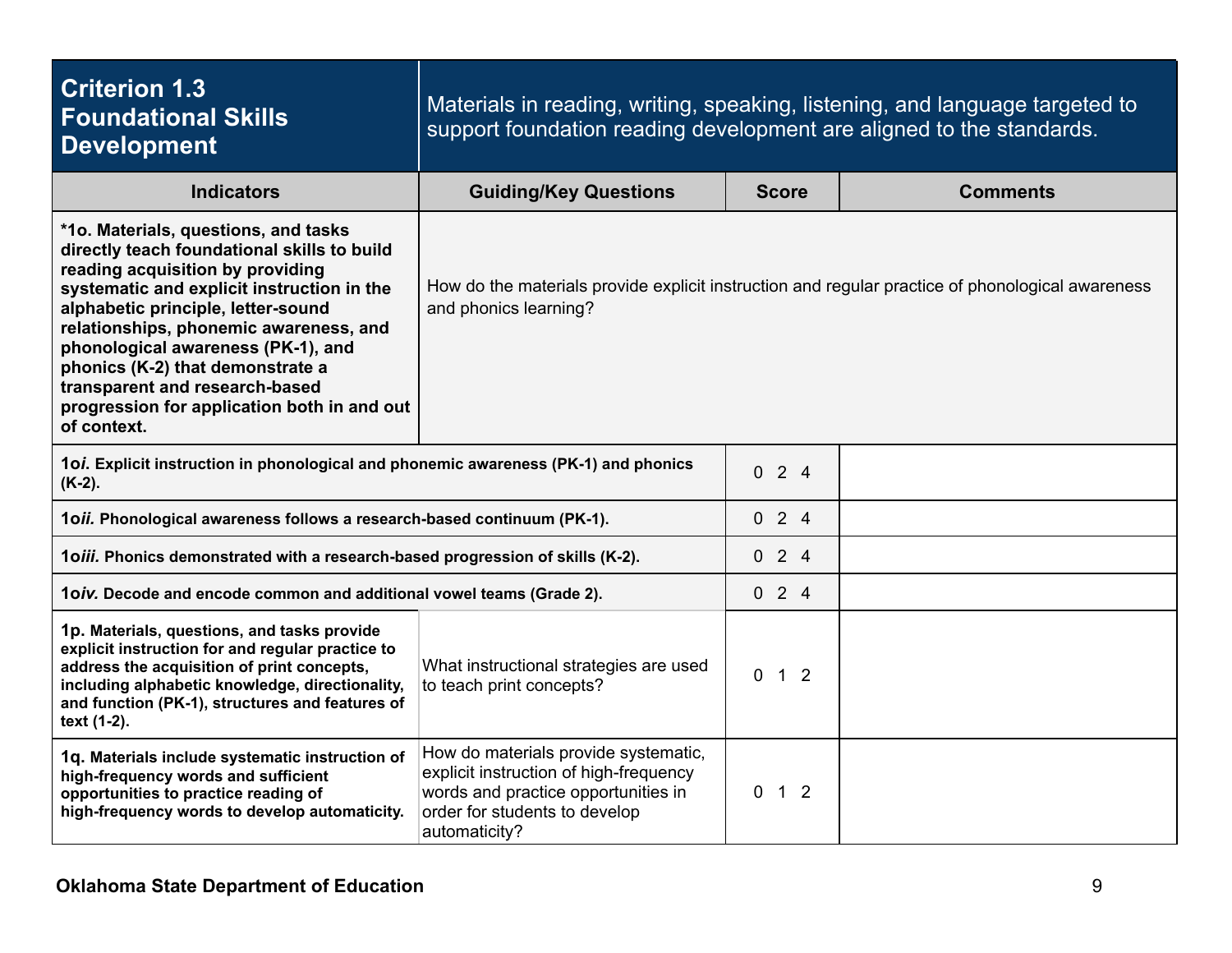| **Criterion 1.3 Foundational Skills Development** | Materials in reading, writing, speaking, listening, and language targeted to support foundation reading development are aligned to the standards. | | |
|---|---|---|---|
| **Indicators** | **Guiding/Key Questions** | **Score** | **Comments** |
| **\*1o. Materials, questions, and tasks directly teach foundational skills to build reading acquisition by providing systematic and explicit instruction in the alphabetic principle, letter-sound relationships, phonemic awareness, and phonological awareness (PK-1), and phonics (K-2) that demonstrate a transparent and research-based progression for application both in and out of context.** | How do the materials provide explicit instruction and regular practice of phonological awareness and phonics learning? | | |
| **1o*i*. Explicit instruction in phonological and phonemic awareness (PK-1) and phonics (K-2).** | | 0 2 4 | |
| **1o*ii*. Phonological awareness follows a research-based continuum (PK-1).** | | 0 2 4 | |
| **1o*iii*. Phonics demonstrated with a research-based progression of skills (K-2).** | | 0 2 4 | |
| **1o*iv*. Decode and encode common and additional vowel teams (Grade 2).** | | 0 2 4 | |
| **1p. Materials, questions, and tasks provide explicit instruction for and regular practice to address the acquisition of print concepts, including alphabetic knowledge, directionality, and function (PK-1), structures and features of text (1-2).** | What instructional strategies are used to teach print concepts? | 0 1 2 | |
| **1q. Materials include systematic instruction of high-frequency words and sufficient opportunities to practice reading of high-frequency words to develop automaticity.** | How do materials provide systematic, explicit instruction of high-frequency words and practice opportunities in order for students to develop automaticity? | 0 1 2 | |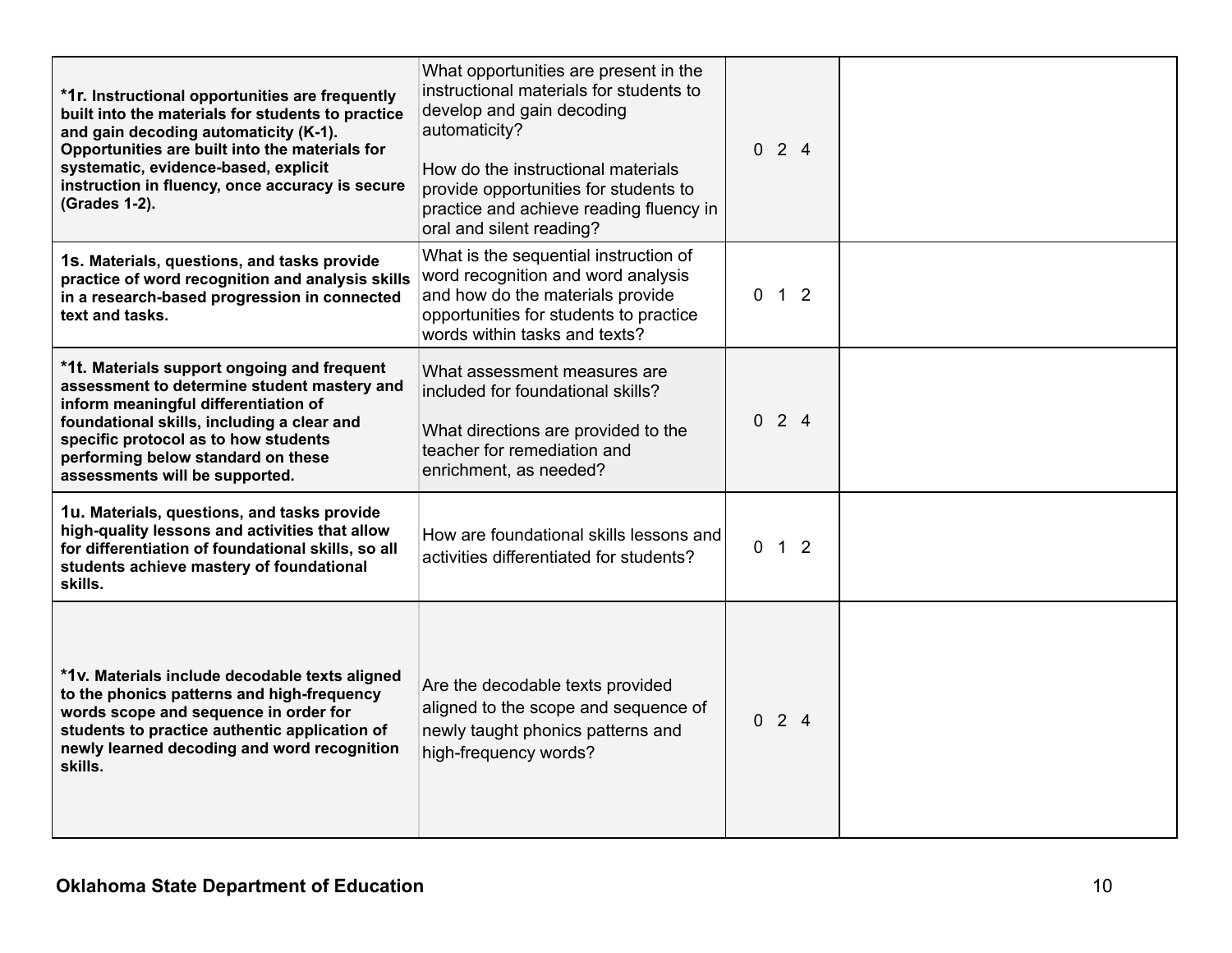| | | | |
|---|---|---|---|
| ***1r. Instructional opportunities are frequently built into the materials for students to practice and gain decoding automaticity (K-1). Opportunities are built into the materials for systematic, evidence-based, explicit instruction in fluency, once accuracy is secure (Grades 1-2).** | What opportunities are present in the instructional materials for students to develop and gain decoding automaticity?<br><br>How do the instructional materials provide opportunities for students to practice and achieve reading fluency in oral and silent reading? | 0 2 4 | |
| **1s. Materials, questions, and tasks provide practice of word recognition and analysis skills in a research-based progression in connected text and tasks.** | What is the sequential instruction of word recognition and word analysis and how do the materials provide opportunities for students to practice words within tasks and texts? | 0 1 2 | |
| ***1t. Materials support ongoing and frequent assessment to determine student mastery and inform meaningful differentiation of foundational skills, including a clear and specific protocol as to how students performing below standard on these assessments will be supported.** | What assessment measures are included for foundational skills?<br><br>What directions are provided to the teacher for remediation and enrichment, as needed? | 0 2 4 | |
| **1u. Materials, questions, and tasks provide high-quality lessons and activities that allow for differentiation of foundational skills, so all students achieve mastery of foundational skills.** | How are foundational skills lessons and activities differentiated for students? | 0 1 2 | |
| ***1v. Materials include decodable texts aligned to the phonics patterns and high-frequency words scope and sequence in order for students to practice authentic application of newly learned decoding and word recognition skills.** | Are the decodable texts provided aligned to the scope and sequence of newly taught phonics patterns and high-frequency words? | 0 2 4 | |

**Oklahoma State Department of Education**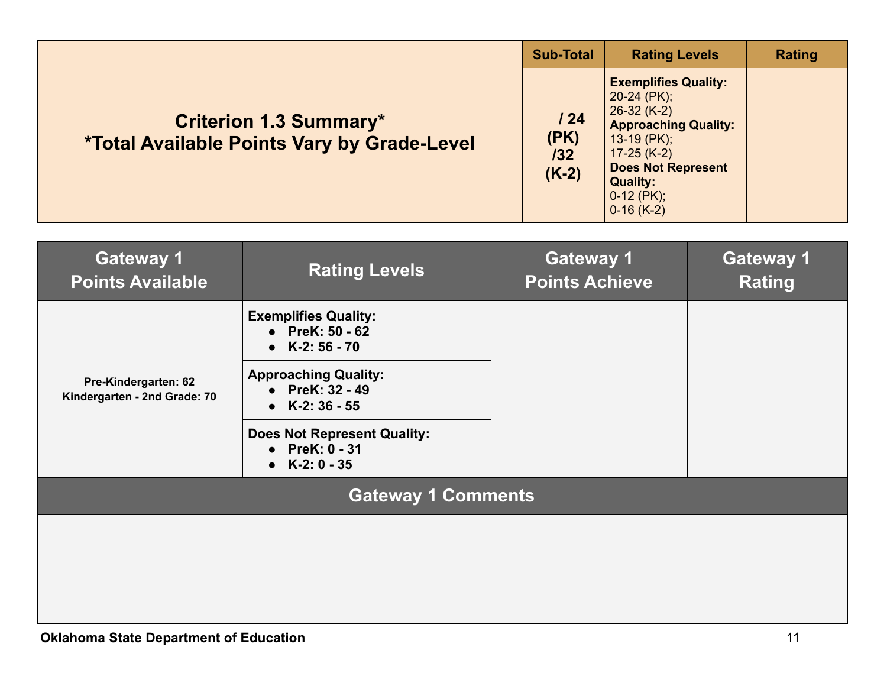| Criterion 1.3 Summary* *Total Available Points Vary by Grade-Level | Sub-Total | Rating Levels | Rating |
|---|---|---|---|
| | / 24 (PK) /32 (K-2) | **Exemplifies Quality:** 20-24 (PK); 26-32 (K-2) **Approaching Quality:** 13-19 (PK); 17-25 (K-2) **Does Not Represent Quality:** 0-12 (PK); 0-16 (K-2) | |

| Gateway 1 Points Available | Rating Levels | Gateway 1 Points Achieve | Gateway 1 Rating |
|---|---|---|---|
| **Pre-Kindergarten: 62** **Kindergarten - 2nd Grade: 70** | **Exemplifies Quality:** • **PreK: 50 - 62** • **K-2: 56 - 70** | | |
| | **Approaching Quality:** • **PreK: 32 - 49** • **K-2: 36 - 55** | | |
| | **Does Not Represent Quality:** • **PreK: 0 - 31** • **K-2: 0 - 35** | | |

| Gateway 1 Comments |
|---|
| |

**Oklahoma State Department of Education**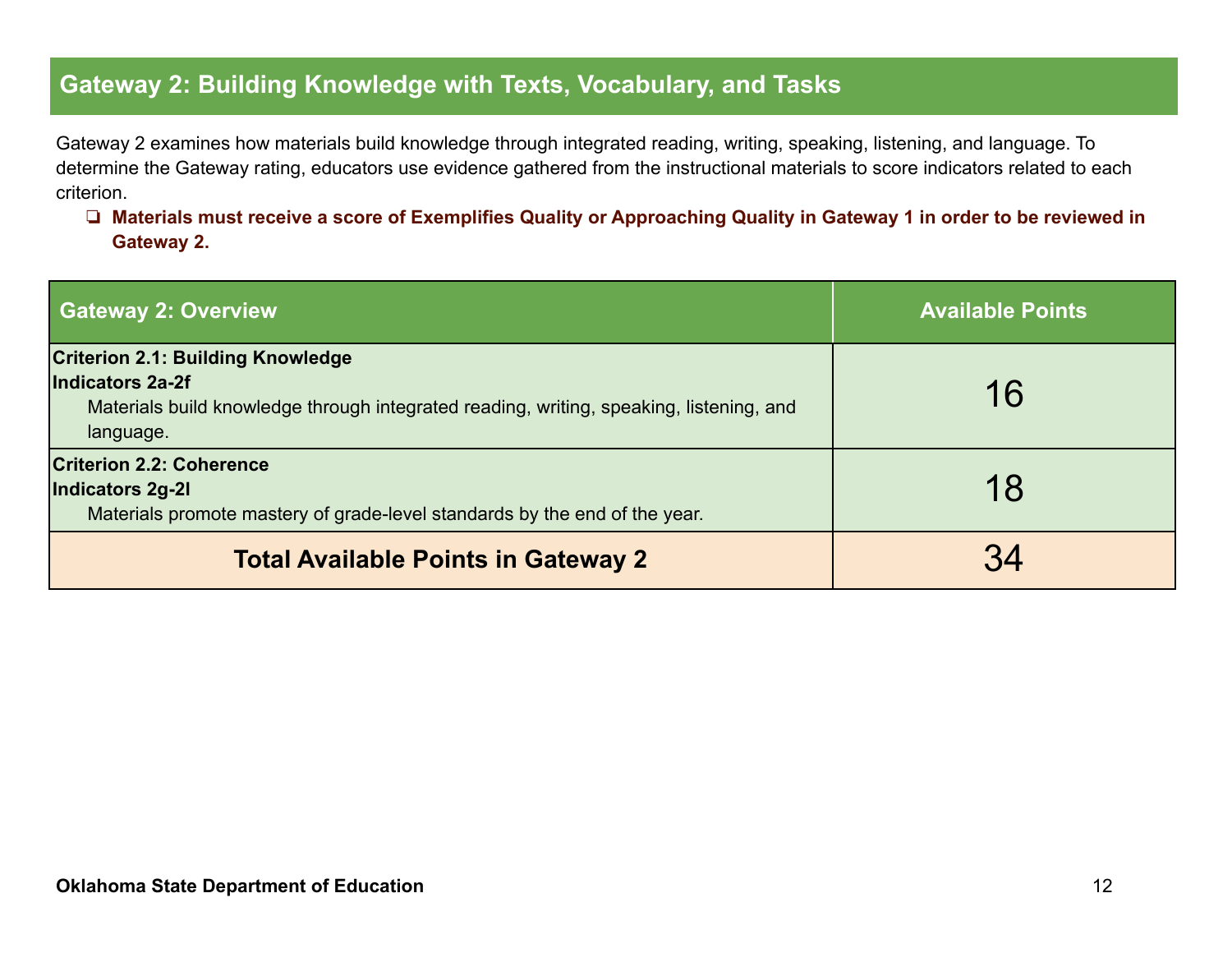## Gateway 2: Building Knowledge with Texts, Vocabulary, and Tasks

Gateway 2 examines how materials build knowledge through integrated reading, writing, speaking, listening, and language. To determine the Gateway rating, educators use evidence gathered from the instructional materials to score indicators related to each criterion.

- **Materials must receive a score of Exemplifies Quality or Approaching Quality in Gateway 1 in order to be reviewed in Gateway 2.**

| Gateway 2: Overview | Available Points |
| --- | --- |
| **Criterion 2.1: Building Knowledge**<br>**Indicators 2a-2f**<br>Materials build knowledge through integrated reading, writing, speaking, listening, and language. | 16 |
| **Criterion 2.2: Coherence**<br>**Indicators 2g-2l**<br>Materials promote mastery of grade-level standards by the end of the year. | 18 |
| **Total Available Points in Gateway 2** | 34 |

**Oklahoma State Department of Education**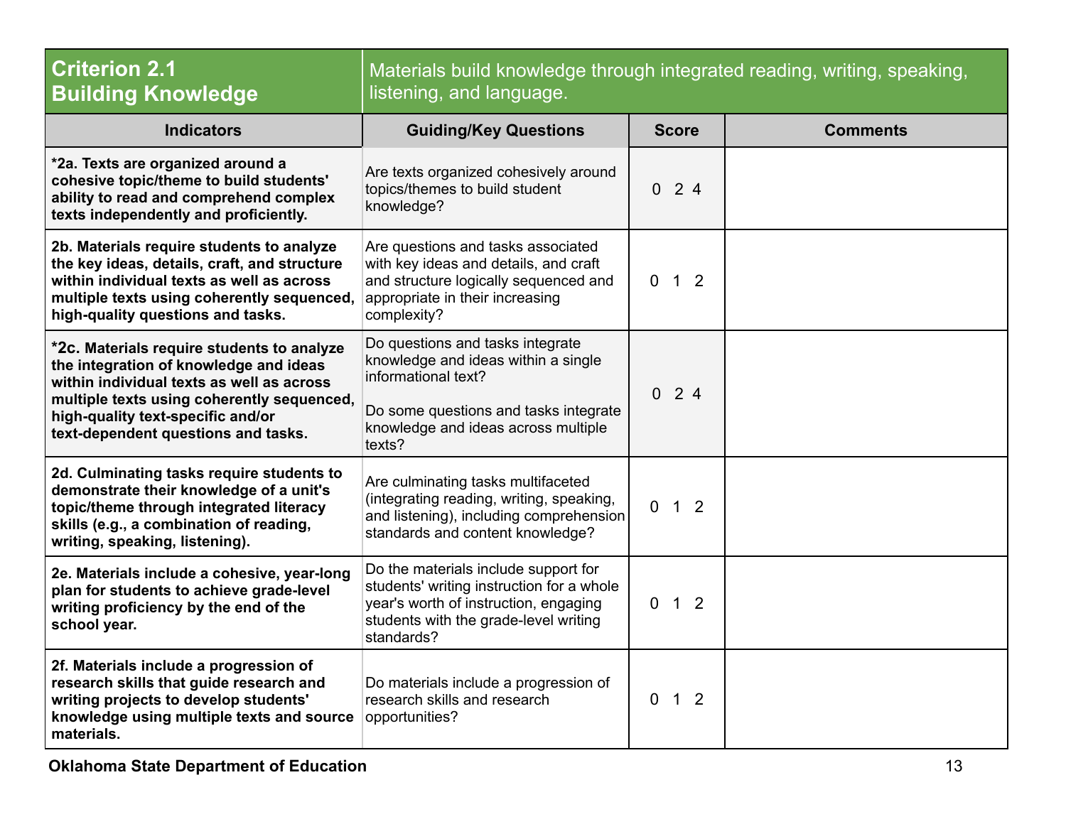| **Criterion 2.1 Building Knowledge** | Materials build knowledge through integrated reading, writing, speaking, listening, and language. | | |
|---|---|---|---|
| **Indicators** | **Guiding/Key Questions** | **Score** | **Comments** |
| ***2a. Texts are organized around a cohesive topic/theme to build students' ability to read and comprehend complex texts independently and proficiently.** | Are texts organized cohesively around topics/themes to build student knowledge? | 0 2 4 | |
| **2b. Materials require students to analyze the key ideas, details, craft, and structure within individual texts as well as across multiple texts using coherently sequenced, high-quality questions and tasks.** | Are questions and tasks associated with key ideas and details, and craft and structure logically sequenced and appropriate in their increasing complexity? | 0 1 2 | |
| ***2c. Materials require students to analyze the integration of knowledge and ideas within individual texts as well as across multiple texts using coherently sequenced, high-quality text-specific and/or text-dependent questions and tasks.** | Do questions and tasks integrate knowledge and ideas within a single informational text?<br><br>Do some questions and tasks integrate knowledge and ideas across multiple texts? | 0 2 4 | |
| **2d. Culminating tasks require students to demonstrate their knowledge of a unit's topic/theme through integrated literacy skills (e.g., a combination of reading, writing, speaking, listening).** | Are culminating tasks multifaceted (integrating reading, writing, speaking, and listening), including comprehension standards and content knowledge? | 0 1 2 | |
| **2e. Materials include a cohesive, year-long plan for students to achieve grade-level writing proficiency by the end of the school year.** | Do the materials include support for students' writing instruction for a whole year's worth of instruction, engaging students with the grade-level writing standards? | 0 1 2 | |
| **2f. Materials include a progression of research skills that guide research and writing projects to develop students' knowledge using multiple texts and source materials.** | Do materials include a progression of research skills and research opportunities? | 0 1 2 | |

**Oklahoma State Department of Education**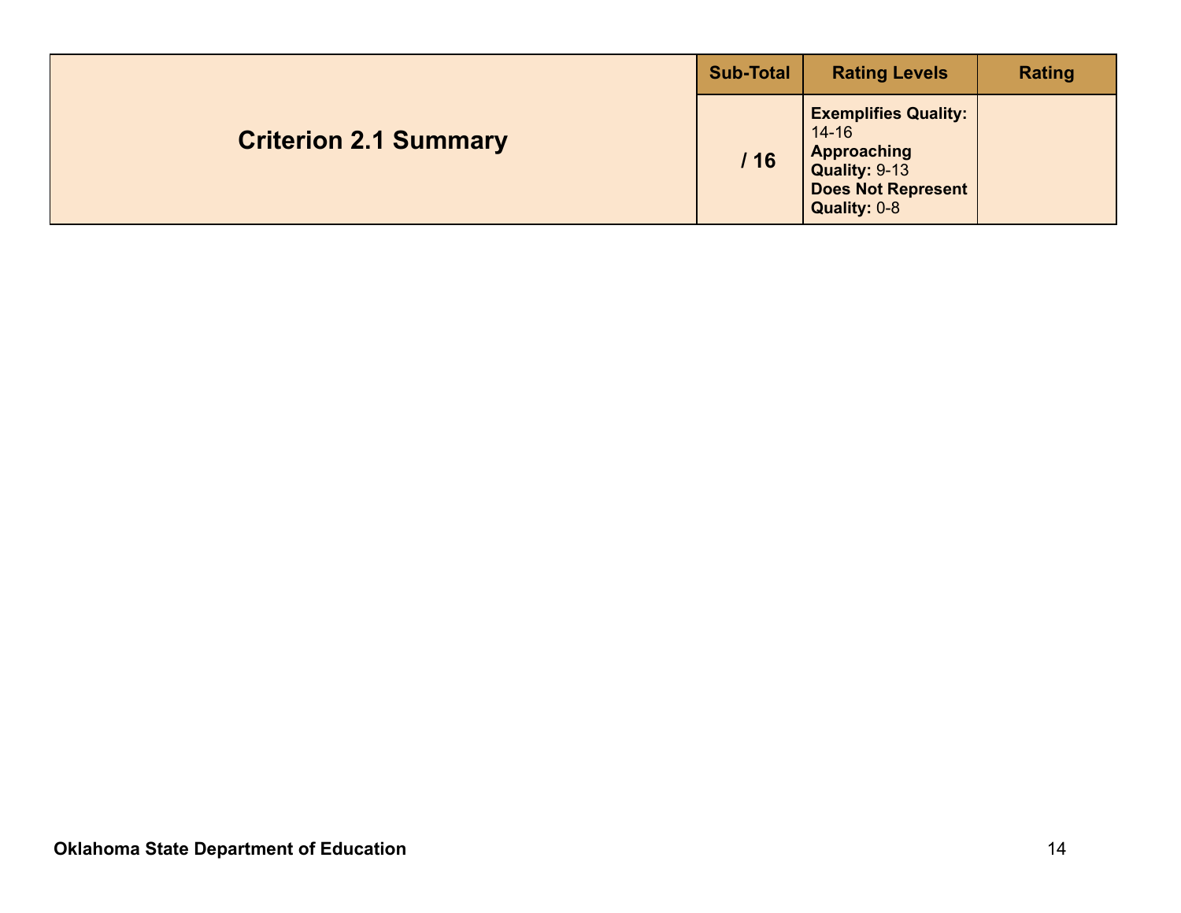| Criterion 2.1 Summary | Sub-Total | Rating Levels | Rating |
|---|---|---|---|
| | / 16 | **Exemplifies Quality:** 14-16<br>**Approaching Quality:** 9-13<br>**Does Not Represent Quality:** 0-8 | |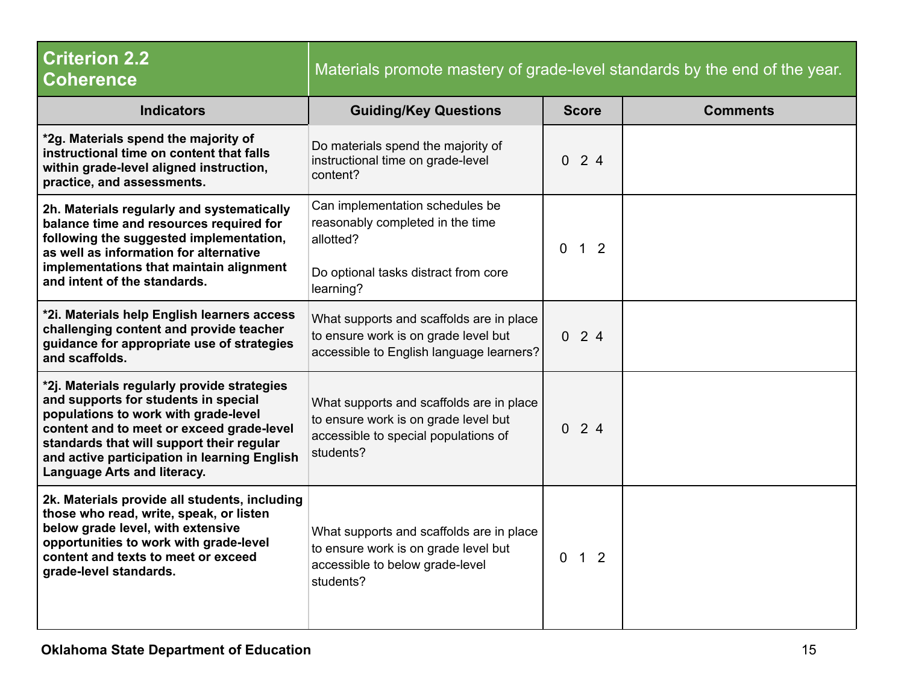| **Criterion 2.2 Coherence** | Materials promote mastery of grade-level standards by the end of the year. | | |
|---|---|---|---|
| **Indicators** | **Guiding/Key Questions** | **Score** | **Comments** |
| **\*2g. Materials spend the majority of instructional time on content that falls within grade-level aligned instruction, practice, and assessments.** | Do materials spend the majority of instructional time on grade-level content? | 0 2 4 | |
| **2h. Materials regularly and systematically balance time and resources required for following the suggested implementation, as well as information for alternative implementations that maintain alignment and intent of the standards.** | Can implementation schedules be reasonably completed in the time allotted?<br><br>Do optional tasks distract from core learning? | 0 1 2 | |
| **\*2i. Materials help English learners access challenging content and provide teacher guidance for appropriate use of strategies and scaffolds.** | What supports and scaffolds are in place to ensure work is on grade level but accessible to English language learners? | 0 2 4 | |
| **\*2j. Materials regularly provide strategies and supports for students in special populations to work with grade-level content and to meet or exceed grade-level standards that will support their regular and active participation in learning English Language Arts and literacy.** | What supports and scaffolds are in place to ensure work is on grade level but accessible to special populations of students? | 0 2 4 | |
| **2k. Materials provide all students, including those who read, write, speak, or listen below grade level, with extensive opportunities to work with grade-level content and texts to meet or exceed grade-level standards.** | What supports and scaffolds are in place to ensure work is on grade level but accessible to below grade-level students? | 0 1 2 | |

**Oklahoma State Department of Education**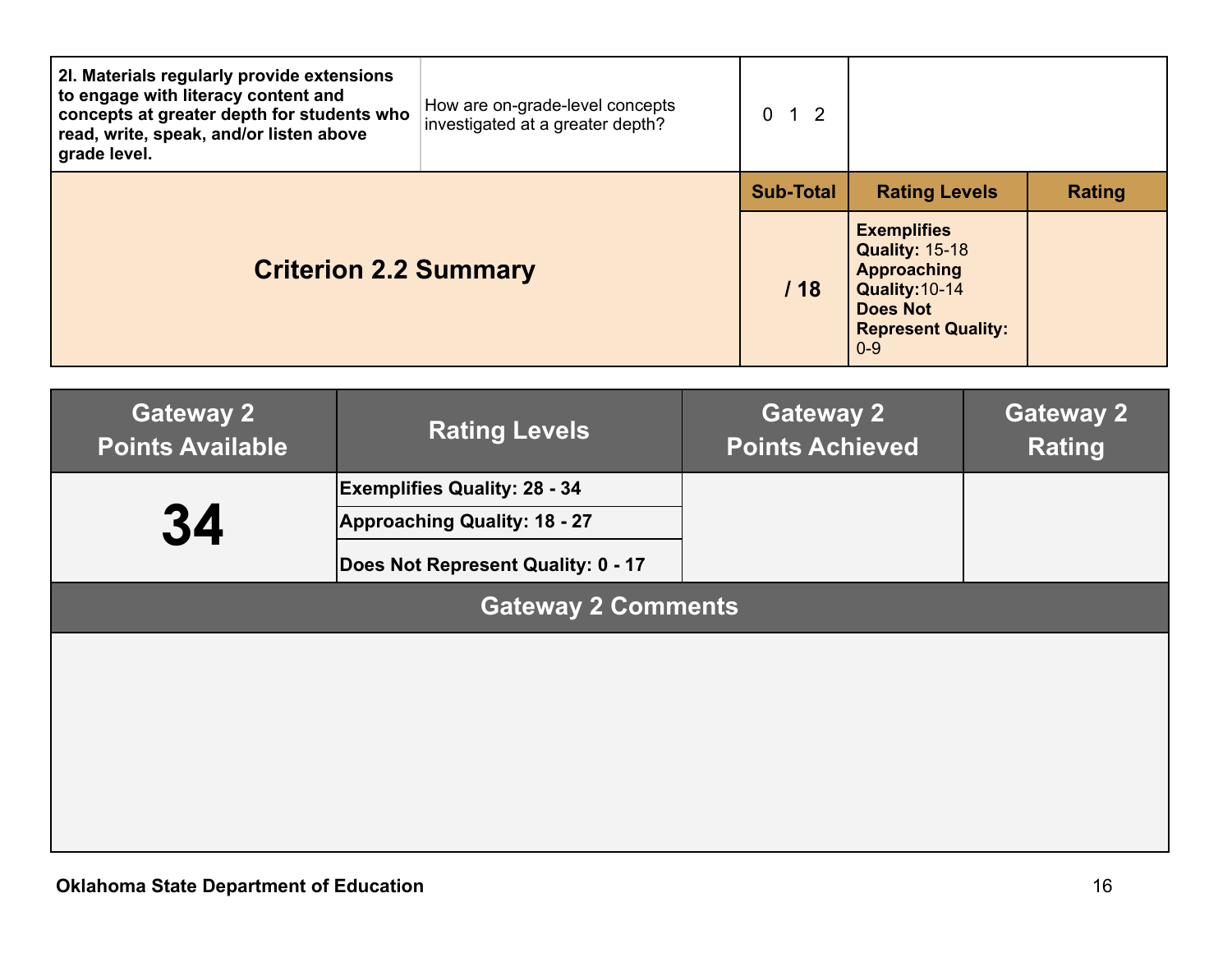| | | | | |
|---|---|---|---|---|
| **2l. Materials regularly provide extensions to engage with literacy content and concepts at greater depth for students who read, write, speak, and/or listen above grade level.** | How are on-grade-level concepts investigated at a greater depth? | 0 1 2 | | |
| | | **Sub-Total** | **Rating Levels** | **Rating** |
| **Criterion 2.2 Summary** | | **/ 18** | **Exemplifies Quality:** 15-18 **Approaching Quality:** 10-14 **Does Not Represent Quality:** 0-9 | |

| Gateway 2 Points Available | Rating Levels | Gateway 2 Points Achieved | Gateway 2 Rating |
|---|---|---|---|
| **34** | **Exemplifies Quality: 28 - 34** | | |
| | **Approaching Quality: 18 - 27** | | |
| | **Does Not Represent Quality: 0 - 17** | | |

| Gateway 2 Comments |
|---|
| |

**Oklahoma State Department of Education**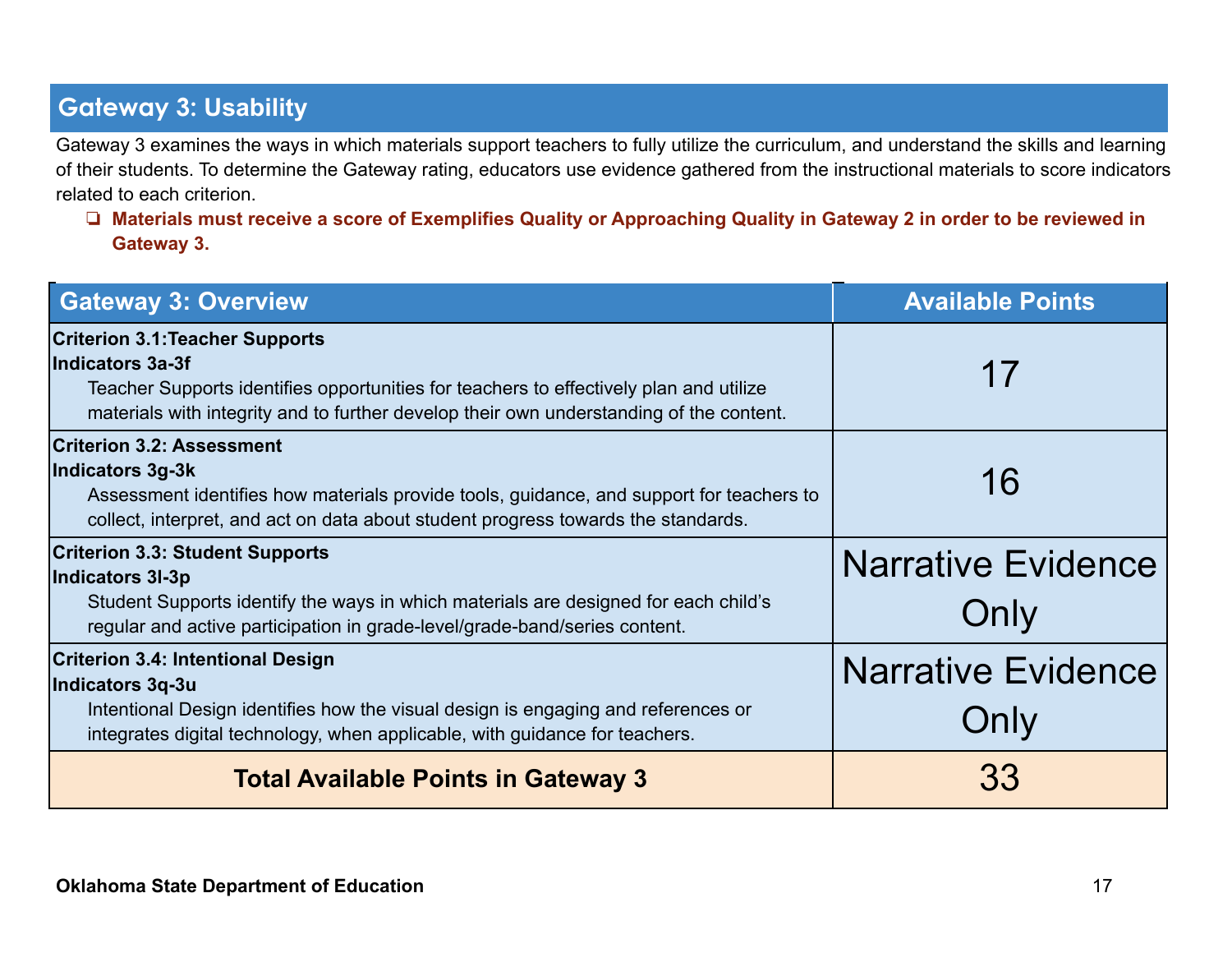## Gateway 3: Usability

Gateway 3 examines the ways in which materials support teachers to fully utilize the curriculum, and understand the skills and learning of their students. To determine the Gateway rating, educators use evidence gathered from the instructional materials to score indicators related to each criterion.

- **Materials must receive a score of Exemplifies Quality or Approaching Quality in Gateway 2 in order to be reviewed in Gateway 3.**

| Gateway 3: Overview | Available Points |
|---|---|
| **Criterion 3.1:Teacher Supports**<br>**Indicators 3a-3f**<br>Teacher Supports identifies opportunities for teachers to effectively plan and utilize materials with integrity and to further develop their own understanding of the content. | 17 |
| **Criterion 3.2: Assessment**<br>**Indicators 3g-3k**<br>Assessment identifies how materials provide tools, guidance, and support for teachers to collect, interpret, and act on data about student progress towards the standards. | 16 |
| **Criterion 3.3: Student Supports**<br>**Indicators 3l-3p**<br>Student Supports identify the ways in which materials are designed for each child's regular and active participation in grade-level/grade-band/series content. | Narrative Evidence Only |
| **Criterion 3.4: Intentional Design**<br>**Indicators 3q-3u**<br>Intentional Design identifies how the visual design is engaging and references or integrates digital technology, when applicable, with guidance for teachers. | Narrative Evidence Only |
| **Total Available Points in Gateway 3** | 33 |

**Oklahoma State Department of Education**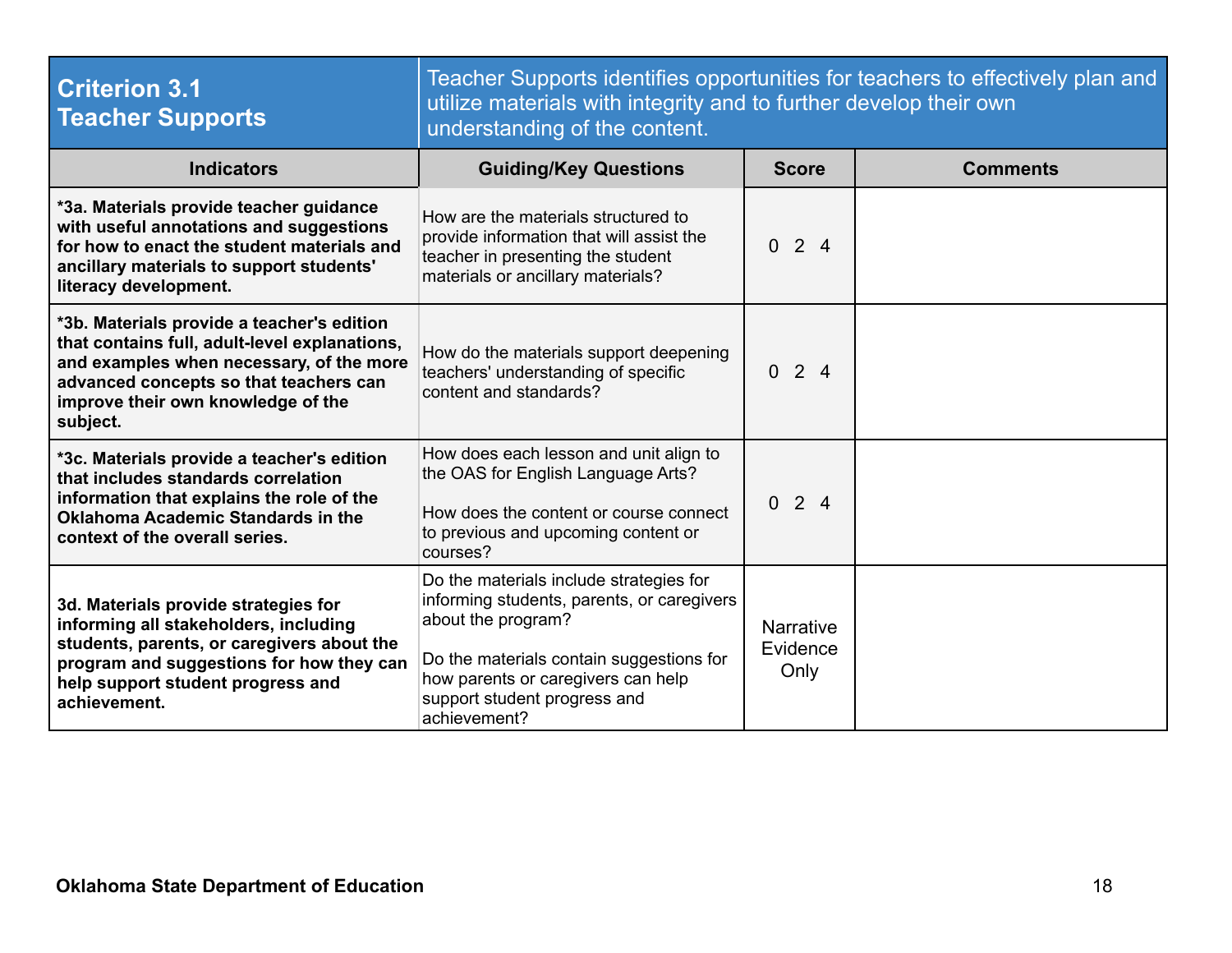| Criterion 3.1<br>Teacher Supports | Teacher Supports identifies opportunities for teachers to effectively plan and utilize materials with integrity and to further develop their own understanding of the content. | | |
|---|---|---|---|
| **Indicators** | **Guiding/Key Questions** | **Score** | **Comments** |
| ***3a. Materials provide teacher guidance with useful annotations and suggestions for how to enact the student materials and ancillary materials to support students' literacy development.** | How are the materials structured to provide information that will assist the teacher in presenting the student materials or ancillary materials? | 0 2 4 | |
| ***3b. Materials provide a teacher's edition that contains full, adult-level explanations, and examples when necessary, of the more advanced concepts so that teachers can improve their own knowledge of the subject.** | How do the materials support deepening teachers' understanding of specific content and standards? | 0 2 4 | |
| ***3c. Materials provide a teacher's edition that includes standards correlation information that explains the role of the Oklahoma Academic Standards in the context of the overall series.** | How does each lesson and unit align to the OAS for English Language Arts?<br><br>How does the content or course connect to previous and upcoming content or courses? | 0 2 4 | |
| **3d. Materials provide strategies for informing all stakeholders, including students, parents, or caregivers about the program and suggestions for how they can help support student progress and achievement.** | Do the materials include strategies for informing students, parents, or caregivers about the program?<br><br>Do the materials contain suggestions for how parents or caregivers can help support student progress and achievement? | Narrative Evidence Only | |

**Oklahoma State Department of Education**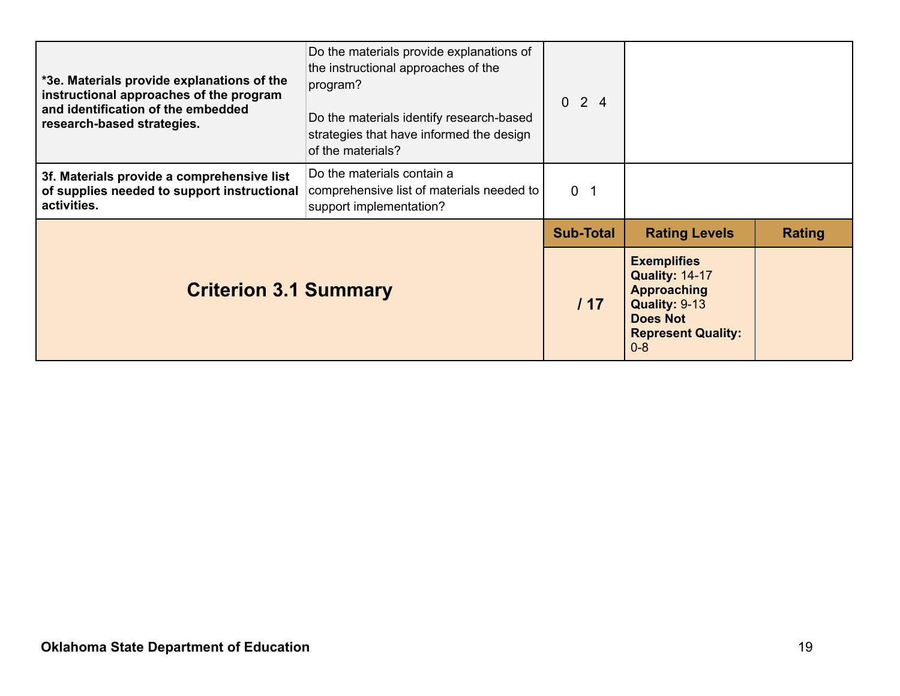| | | | | |
|---|---|---|---|---|
| **\*3e. Materials provide explanations of the instructional approaches of the program and identification of the embedded research-based strategies.** | Do the materials provide explanations of the instructional approaches of the program?<br><br>Do the materials identify research-based strategies that have informed the design of the materials? | 0 2 4 | | |
| **3f. Materials provide a comprehensive list of supplies needed to support instructional activities.** | Do the materials contain a comprehensive list of materials needed to support implementation? | 0 1 | | |
| | | **Sub-Total** | **Rating Levels** | **Rating** |
| **Criterion 3.1 Summary** | | **/ 17** | **Exemplifies Quality:** 14-17<br>**Approaching Quality:** 9-13<br>**Does Not Represent Quality:** 0-8 | |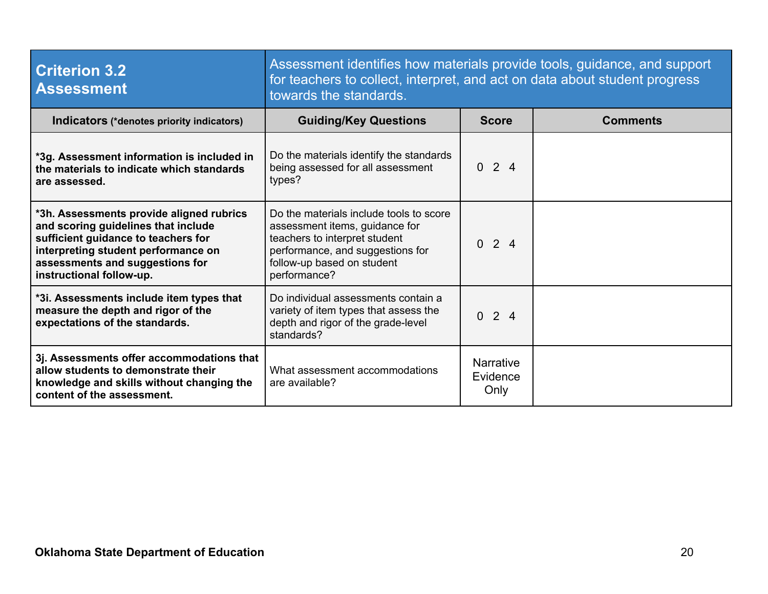| Criterion 3.2 Assessment | Assessment identifies how materials provide tools, guidance, and support for teachers to collect, interpret, and act on data about student progress towards the standards. | | |
|---|---|---|---|
| **Indicators** (*denotes priority indicators) | **Guiding/Key Questions** | **Score** | **Comments** |
| ***3g. Assessment information is included in the materials to indicate which standards are assessed.** | Do the materials identify the standards being assessed for all assessment types? | 0 2 4 | |
| ***3h. Assessments provide aligned rubrics and scoring guidelines that include sufficient guidance to teachers for interpreting student performance on assessments and suggestions for instructional follow-up.** | Do the materials include tools to score assessment items, guidance for teachers to interpret student performance, and suggestions for follow-up based on student performance? | 0 2 4 | |
| ***3i. Assessments include item types that measure the depth and rigor of the expectations of the standards.** | Do individual assessments contain a variety of item types that assess the depth and rigor of the grade-level standards? | 0 2 4 | |
| **3j. Assessments offer accommodations that allow students to demonstrate their knowledge and skills without changing the content of the assessment.** | What assessment accommodations are available? | Narrative Evidence Only | |

**Oklahoma State Department of Education**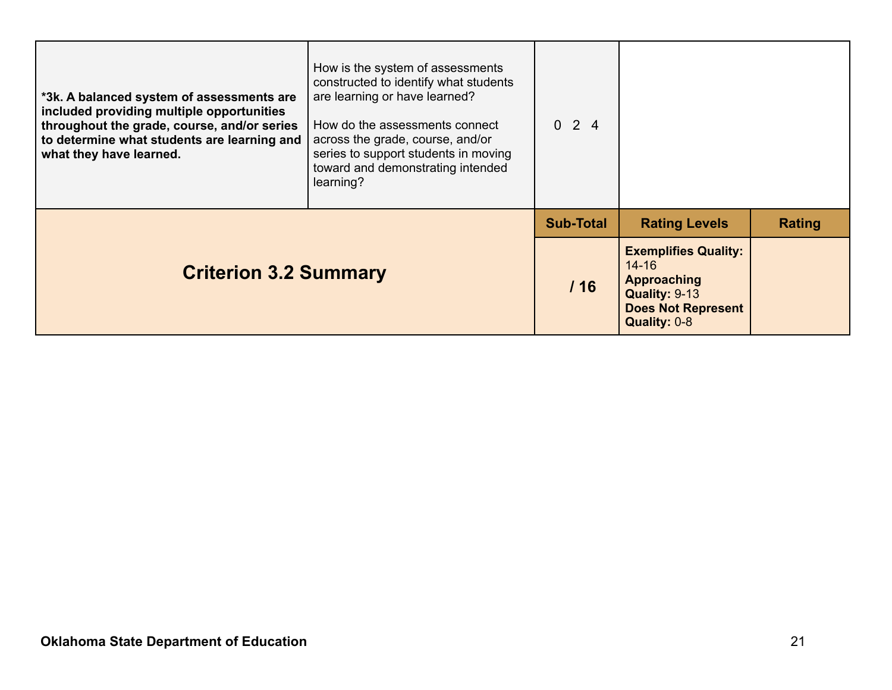| | | | | |
|---|---|---|---|---|
| ***3k. A balanced system of assessments are included providing multiple opportunities throughout the grade, course, and/or series to determine what students are learning and what they have learned.** | How is the system of assessments constructed to identify what students are learning or have learned?<br><br>How do the assessments connect across the grade, course, and/or series to support students in moving toward and demonstrating intended learning? | 0 2 4 | | |
| **Criterion 3.2 Summary** | | **Sub-Total** | **Rating Levels** | **Rating** |
| | | **/ 16** | **Exemplifies Quality:** 14-16<br>**Approaching Quality:** 9-13<br>**Does Not Represent Quality:** 0-8 | |

**Oklahoma State Department of Education**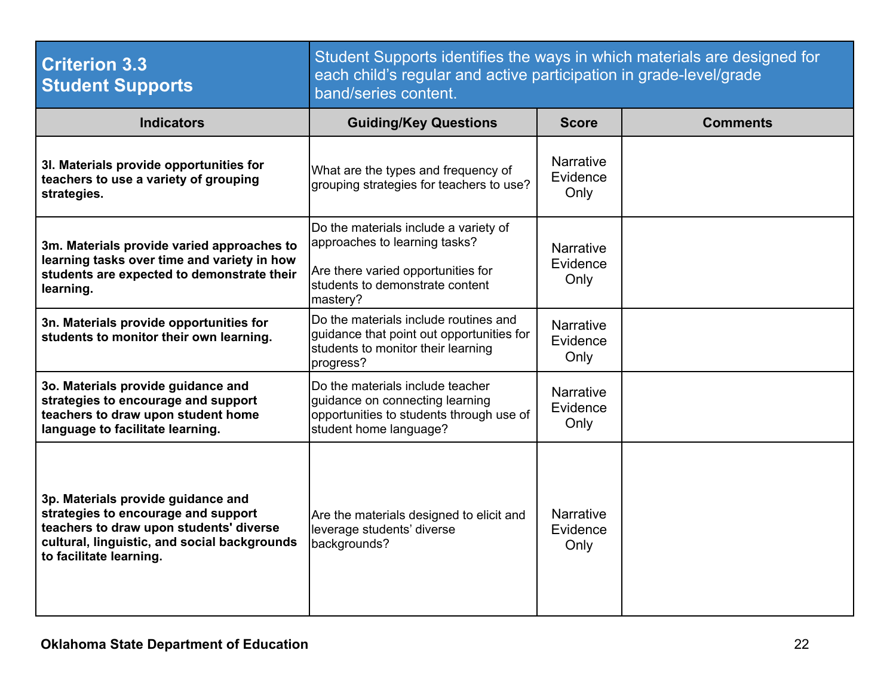| Criterion 3.3 Student Supports | Student Supports identifies the ways in which materials are designed for each child's regular and active participation in grade-level/grade band/series content. | | |
|---|---|---|---|
| **Indicators** | **Guiding/Key Questions** | **Score** | **Comments** |
| **3l. Materials provide opportunities for teachers to use a variety of grouping strategies.** | What are the types and frequency of grouping strategies for teachers to use? | Narrative Evidence Only | |
| **3m. Materials provide varied approaches to learning tasks over time and variety in how students are expected to demonstrate their learning.** | Do the materials include a variety of approaches to learning tasks?<br><br>Are there varied opportunities for students to demonstrate content mastery? | Narrative Evidence Only | |
| **3n. Materials provide opportunities for students to monitor their own learning.** | Do the materials include routines and guidance that point out opportunities for students to monitor their learning progress? | Narrative Evidence Only | |
| **3o. Materials provide guidance and strategies to encourage and support teachers to draw upon student home language to facilitate learning.** | Do the materials include teacher guidance on connecting learning opportunities to students through use of student home language? | Narrative Evidence Only | |
| **3p. Materials provide guidance and strategies to encourage and support teachers to draw upon students' diverse cultural, linguistic, and social backgrounds to facilitate learning.** | Are the materials designed to elicit and leverage students' diverse backgrounds? | Narrative Evidence Only | |

**Oklahoma State Department of Education**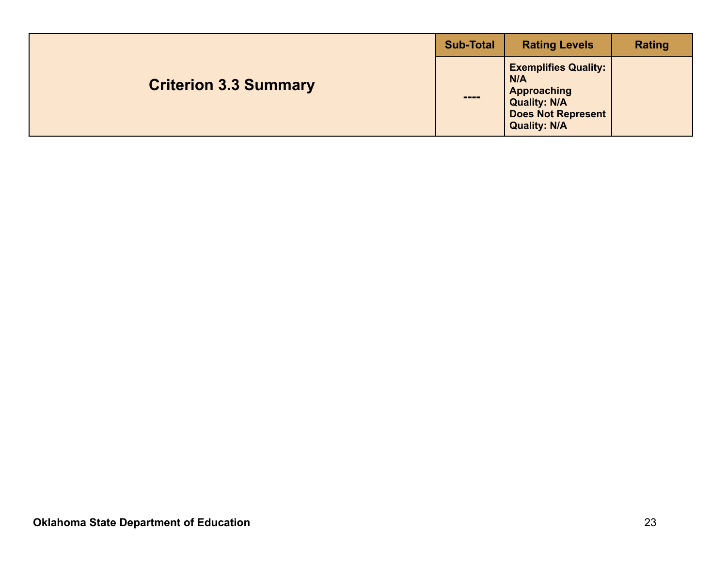| Criterion 3.3 Summary | Sub-Total | Rating Levels | Rating |
|---|---|---|---|
| | ---- | **Exemplifies Quality: N/A**<br>**Approaching Quality: N/A**<br>**Does Not Represent Quality: N/A** | |

**Oklahoma State Department of Education**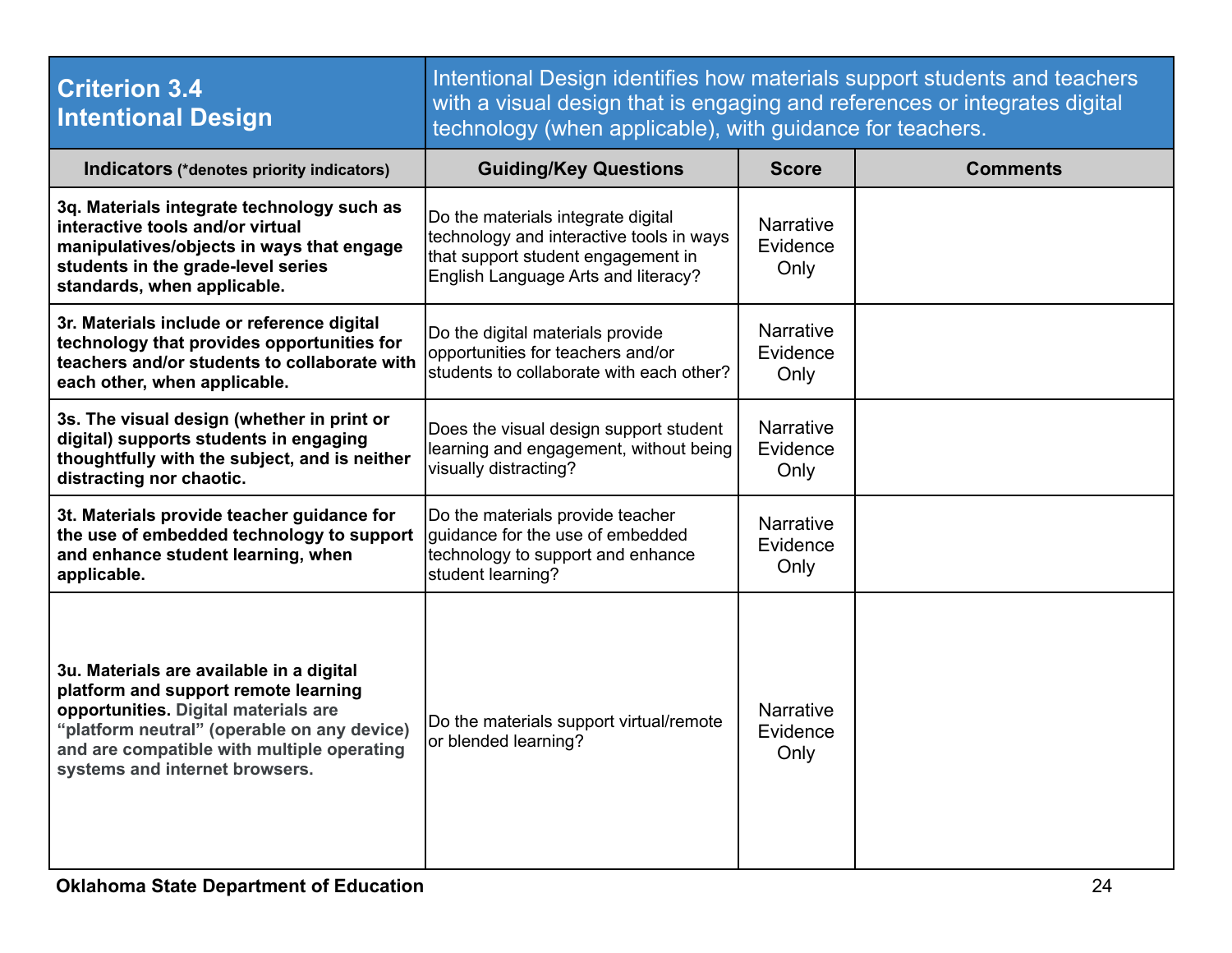| **Criterion 3.4 Intentional Design** | Intentional Design identifies how materials support students and teachers with a visual design that is engaging and references or integrates digital technology (when applicable), with guidance for teachers. | | |
|---|---|---|---|
| **Indicators** (*denotes priority indicators) | **Guiding/Key Questions** | **Score** | **Comments** |
| **3q. Materials integrate technology such as interactive tools and/or virtual manipulatives/objects in ways that engage students in the grade-level series standards, when applicable.** | Do the materials integrate digital technology and interactive tools in ways that support student engagement in English Language Arts and literacy? | Narrative Evidence Only | |
| **3r. Materials include or reference digital technology that provides opportunities for teachers and/or students to collaborate with each other, when applicable.** | Do the digital materials provide opportunities for teachers and/or students to collaborate with each other? | Narrative Evidence Only | |
| **3s. The visual design (whether in print or digital) supports students in engaging thoughtfully with the subject, and is neither distracting nor chaotic.** | Does the visual design support student learning and engagement, without being visually distracting? | Narrative Evidence Only | |
| **3t. Materials provide teacher guidance for the use of embedded technology to support and enhance student learning, when applicable.** | Do the materials provide teacher guidance for the use of embedded technology to support and enhance student learning? | Narrative Evidence Only | |
| **3u. Materials are available in a digital platform and support remote learning opportunities. Digital materials are "platform neutral" (operable on any device) and are compatible with multiple operating systems and internet browsers.** | Do the materials support virtual/remote or blended learning? | Narrative Evidence Only | |

**Oklahoma State Department of Education**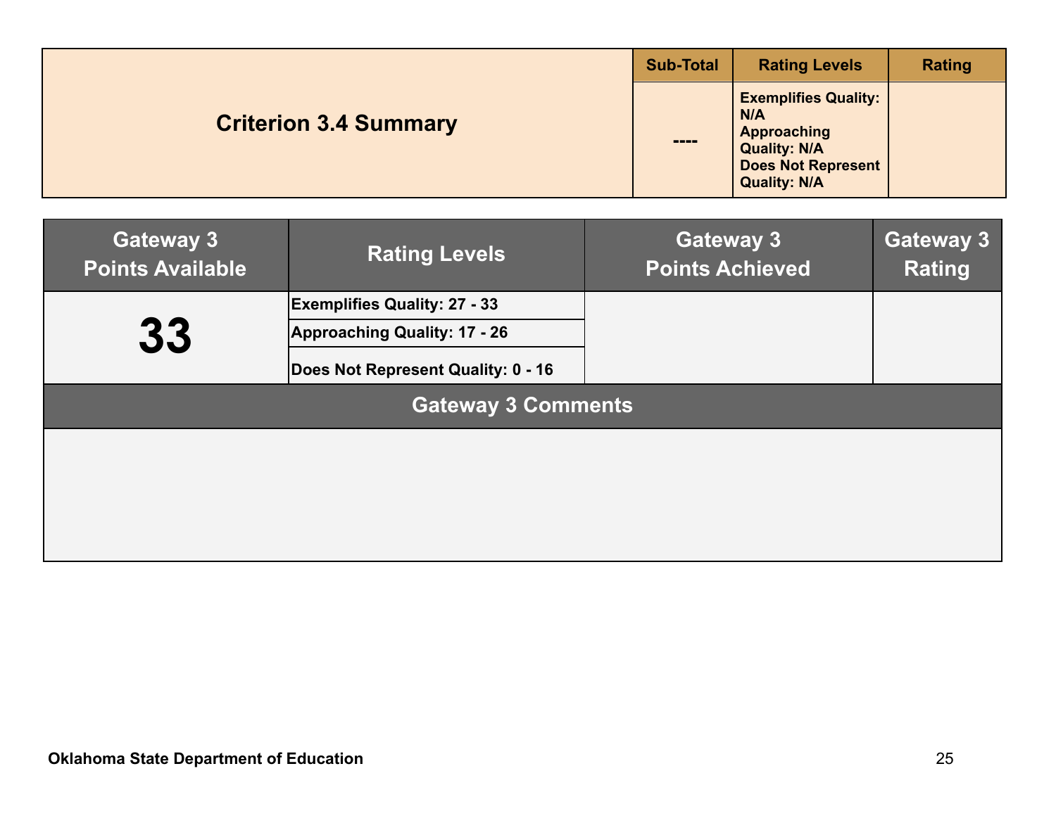| Criterion 3.4 Summary | Sub-Total | Rating Levels | Rating |
|---|---|---|---|
| | ---- | **Exemplifies Quality: N/A**<br>**Approaching Quality: N/A**<br>**Does Not Represent Quality: N/A** | |

| Gateway 3 Points Available | Rating Levels | Gateway 3 Points Achieved | Gateway 3 Rating |
|---|---|---|---|
| **33** | **Exemplifies Quality: 27 - 33** | | |
| | **Approaching Quality: 17 - 26** | | |
| | **Does Not Represent Quality: 0 - 16** | | |

| Gateway 3 Comments |
|---|
| |

**Oklahoma State Department of Education**